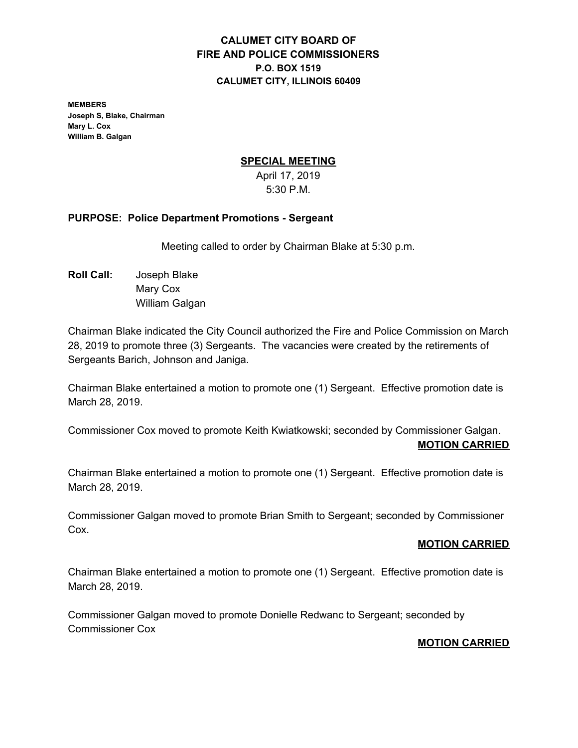**CALUMET CITY BOARD OF**
**FIRE AND POLICE COMMISSIONERS**
**P.O. BOX 1519**
**CALUMET CITY, ILLINOIS 60409**

**MEMBERS**
**Joseph S, Blake, Chairman**
**Mary L. Cox**
**William B. Galgan**

## SPECIAL MEETING

April 17, 2019
5:30 P.M.

**PURPOSE: Police Department Promotions - Sergeant**

Meeting called to order by Chairman Blake at 5:30 p.m.

**Roll Call:** Joseph Blake
Mary Cox
William Galgan

Chairman Blake indicated the City Council authorized the Fire and Police Commission on March 28, 2019 to promote three (3) Sergeants. The vacancies were created by the retirements of Sergeants Barich, Johnson and Janiga.

Chairman Blake entertained a motion to promote one (1) Sergeant. Effective promotion date is March 28, 2019.

Commissioner Cox moved to promote Keith Kwiatkowski; seconded by Commissioner Galgan.

**MOTION CARRIED**

Chairman Blake entertained a motion to promote one (1) Sergeant. Effective promotion date is March 28, 2019.

Commissioner Galgan moved to promote Brian Smith to Sergeant; seconded by Commissioner Cox.

**MOTION CARRIED**

Chairman Blake entertained a motion to promote one (1) Sergeant. Effective promotion date is March 28, 2019.

Commissioner Galgan moved to promote Donielle Redwanc to Sergeant; seconded by Commissioner Cox

**MOTION CARRIED**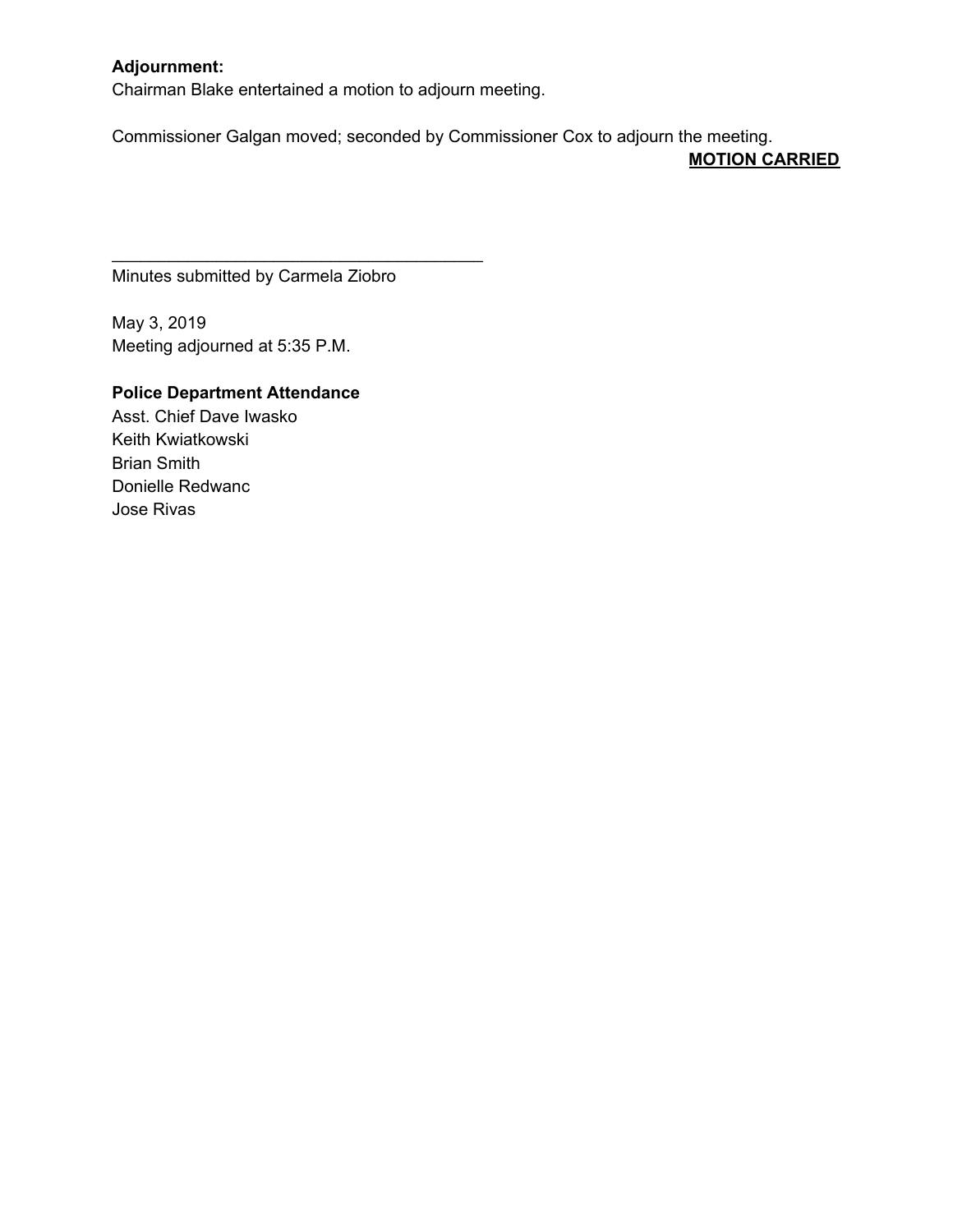**Adjournment:**
Chairman Blake entertained a motion to adjourn meeting.

Commissioner Galgan moved; seconded by Commissioner Cox to adjourn the meeting.

**MOTION CARRIED**

\_\_\_\_\_\_\_\_\_\_\_\_\_\_\_\_\_\_\_\_\_\_\_\_\_\_\_\_\_\_\_\_\_\_\_\_\_\_\_\_
Minutes submitted by Carmela Ziobro

May 3, 2019
Meeting adjourned at 5:35 P.M.

**Police Department Attendance**
Asst. Chief Dave Iwasko
Keith Kwiatkowski
Brian Smith
Donielle Redwanc
Jose Rivas